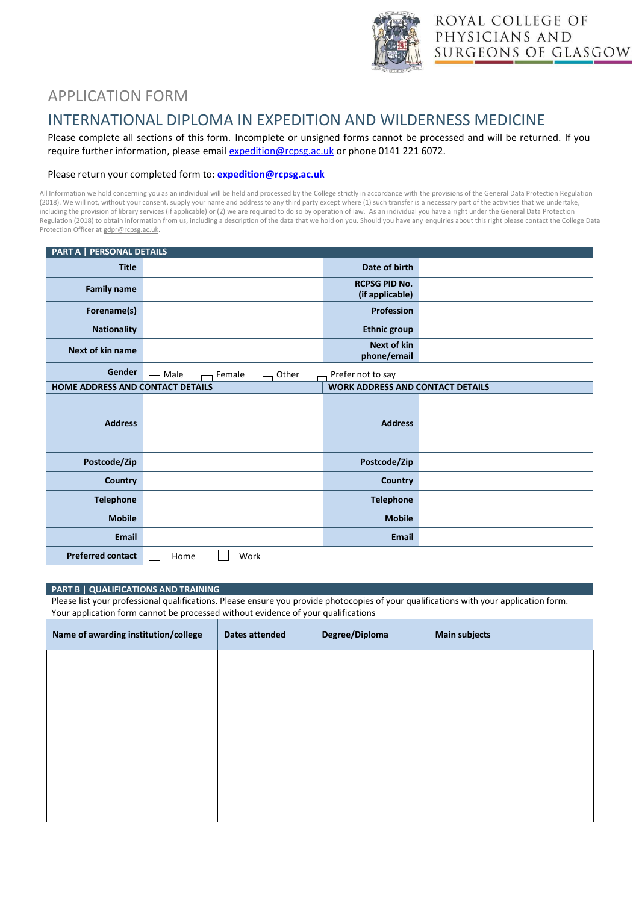ROYAL COLLEGE OF PHYSICIANS AND SURGEONS OF GLASGOW

# APPLICATION FORM

## INTERNATIONAL DIPLOMA IN EXPEDITION AND WILDERNESS MEDICINE

Please complete all sections of this form. Incomplete or unsigned forms cannot be processed and will be returned. If you require further information, please email expedition@rcpsg.ac.uk or phone 0141 221 6072.

Please return your completed form to: **expedition@rcpsg.ac.uk**

All Information we hold concerning you as an individual will be held and processed by the College strictly in accordance with the provisions of the General Data Protection Regulation (2018). We will not, without your consent, supply your name and address to any third party except where (1) such transfer is a necessary part of the activities that we undertake, including the provision of library services (if applicable) or (2) we are required to do so by operation of law. As an individual you have a right under the General Data Protection Regulation (2018) to obtain information from us, including a description of the data that we hold on you. Should you have any enquiries about this right please contact the College Data Protection Officer at gdpr@rcpsg.ac.uk.

### PART A | PERSONAL DETAILS

| | | | |
|---|---|---|---|
| **Title** | | **Date of birth** | |
| **Family name** | | **RCPSG PID No. (if applicable)** | |
| **Forename(s)** | | **Profession** | |
| **Nationality** | | **Ethnic group** | |
| **Next of kin name** | | **Next of kin phone/email** | |
| **Gender** | ☐ Male ☐ Female ☐ Other ☐ Prefer not to say | | |

| **HOME ADDRESS AND CONTACT DETAILS** | | **WORK ADDRESS AND CONTACT DETAILS** | |
|---|---|---|---|
| **Address** | | **Address** | |
| **Postcode/Zip** | | **Postcode/Zip** | |
| **Country** | | **Country** | |
| **Telephone** | | **Telephone** | |
| **Mobile** | | **Mobile** | |
| **Email** | | **Email** | |
| **Preferred contact** | ☐ Home ☐ Work | | |

### PART B | QUALIFICATIONS AND TRAINING

Please list your professional qualifications. Please ensure you provide photocopies of your qualifications with your application form. Your application form cannot be processed without evidence of your qualifications

| Name of awarding institution/college | Dates attended | Degree/Diploma | Main subjects |
|---|---|---|---|
| | | | |
| | | | |
| | | | |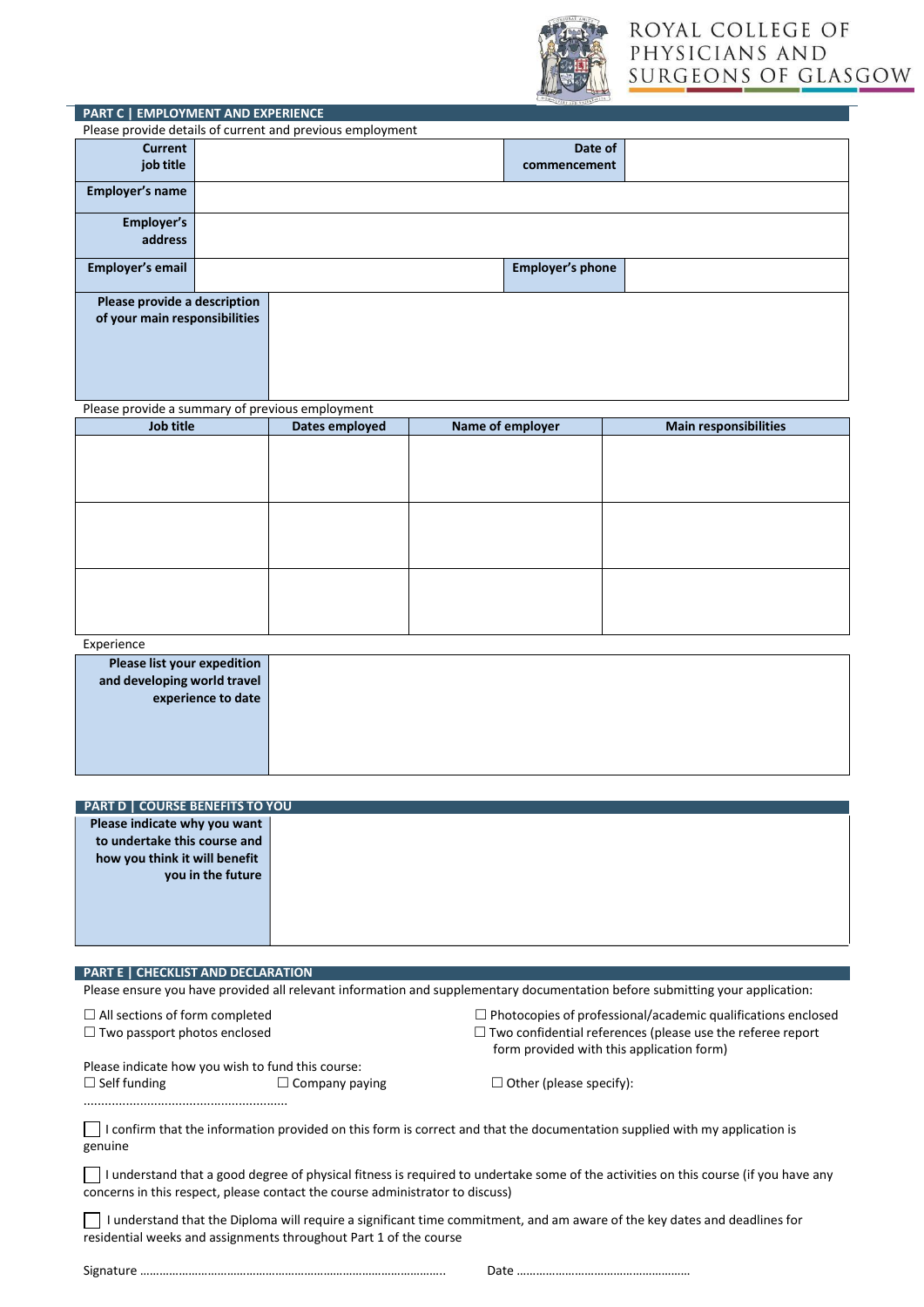ROYAL COLLEGE OF PHYSICIANS AND SURGEONS OF GLASGOW

## PART C | EMPLOYMENT AND EXPERIENCE

Please provide details of current and previous employment

| **Current job title** | | **Date of commencement** | |
|---|---|---|---|
| **Employer's name** | | | |
| **Employer's address** | | | |
| **Employer's email** | | **Employer's phone** | |
| **Please provide a description of your main responsibilities** | | | |

Please provide a summary of previous employment

| Job title | Dates employed | Name of employer | Main responsibilities |
|---|---|---|---|
| | | | |
| | | | |
| | | | |

Experience

| **Please list your expedition and developing world travel experience to date** | |
|---|---|

## PART D | COURSE BENEFITS TO YOU

| **Please indicate why you want to undertake this course and how you think it will benefit you in the future** | |
|---|---|

## PART E | CHECKLIST AND DECLARATION

Please ensure you have provided all relevant information and supplementary documentation before submitting your application:

☐ All sections of form completed

☐ Two passport photos enclosed

☐ Photocopies of professional/academic qualifications enclosed

☐ Two confidential references (please use the referee report form provided with this application form)

Please indicate how you wish to fund this course:

☐ Self funding ☐ Company paying ☐ Other (please specify): ……………………………………………………

☐ I confirm that the information provided on this form is correct and that the documentation supplied with my application is genuine

☐ I understand that a good degree of physical fitness is required to undertake some of the activities on this course (if you have any concerns in this respect, please contact the course administrator to discuss)

☐ I understand that the Diploma will require a significant time commitment, and am aware of the key dates and deadlines for residential weeks and assignments throughout Part 1 of the course

Signature ……………………………………………………………………………… Date ……………………………………………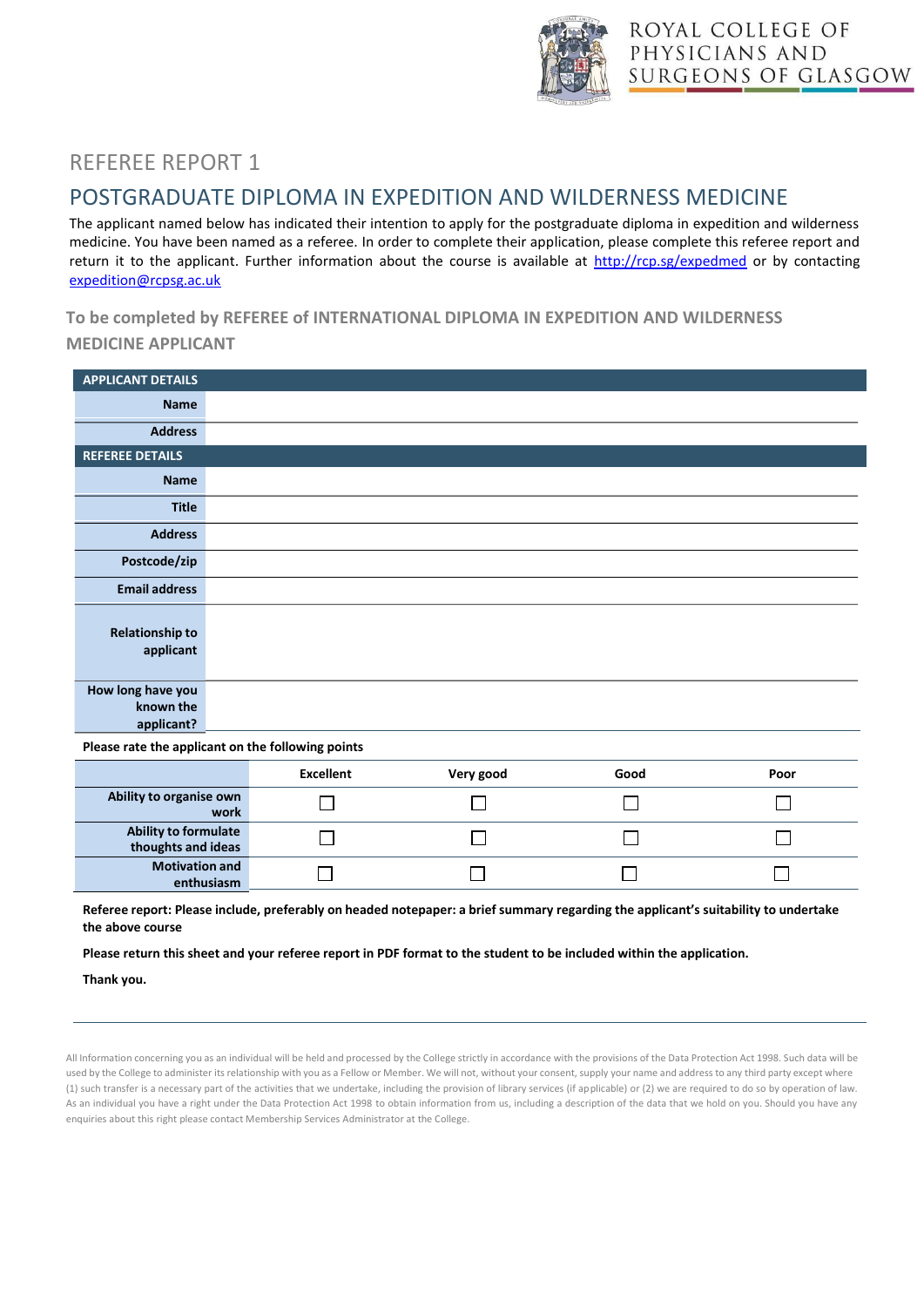ROYAL COLLEGE OF PHYSICIANS AND SURGEONS OF GLASGOW

# REFEREE REPORT 1

## POSTGRADUATE DIPLOMA IN EXPEDITION AND WILDERNESS MEDICINE

The applicant named below has indicated their intention to apply for the postgraduate diploma in expedition and wilderness medicine. You have been named as a referee. In order to complete their application, please complete this referee report and return it to the applicant. Further information about the course is available at http://rcp.sg/expedmed or by contacting expedition@rcpsg.ac.uk

### To be completed by REFEREE of INTERNATIONAL DIPLOMA IN EXPEDITION AND WILDERNESS MEDICINE APPLICANT

| APPLICANT DETAILS | |
|---|---|
| Name | |
| Address | |

| REFEREE DETAILS | |
|---|---|
| Name | |
| Title | |
| Address | |
| Postcode/zip | |
| Email address | |
| Relationship to applicant | |
| How long have you known the applicant? | |

**Please rate the applicant on the following points**

| | Excellent | Very good | Good | Poor |
|---|---|---|---|---|
| Ability to organise own work | ☐ | ☐ | ☐ | ☐ |
| Ability to formulate thoughts and ideas | ☐ | ☐ | ☐ | ☐ |
| Motivation and enthusiasm | ☐ | ☐ | ☐ | ☐ |

**Referee report: Please include, preferably on headed notepaper: a brief summary regarding the applicant's suitability to undertake the above course**

**Please return this sheet and your referee report in PDF format to the student to be included within the application.**

**Thank you.**

All Information concerning you as an individual will be held and processed by the College strictly in accordance with the provisions of the Data Protection Act 1998. Such data will be used by the College to administer its relationship with you as a Fellow or Member. We will not, without your consent, supply your name and address to any third party except where (1) such transfer is a necessary part of the activities that we undertake, including the provision of library services (if applicable) or (2) we are required to do so by operation of law. As an individual you have a right under the Data Protection Act 1998 to obtain information from us, including a description of the data that we hold on you. Should you have any enquiries about this right please contact Membership Services Administrator at the College.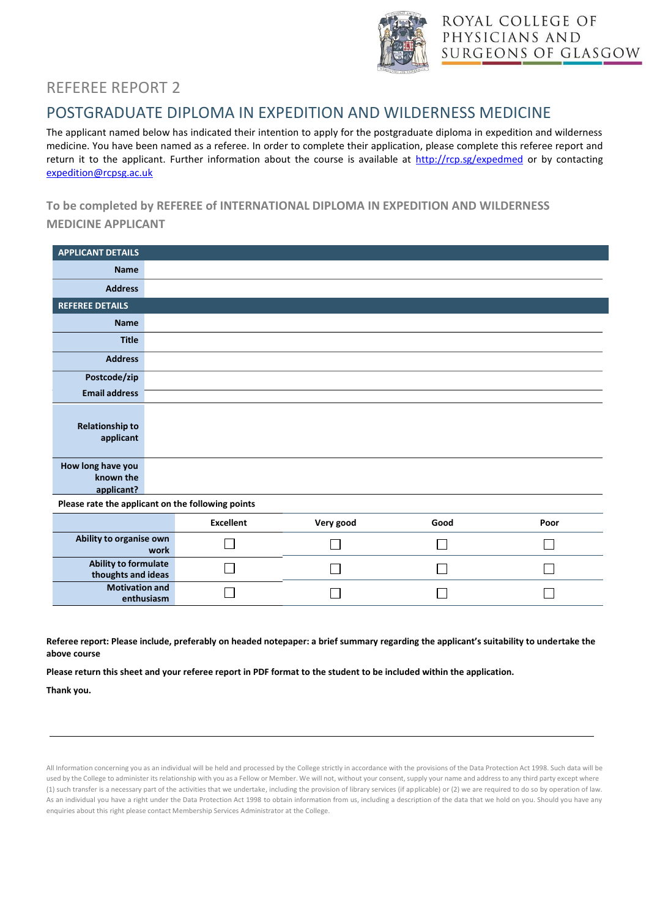ROYAL COLLEGE OF PHYSICIANS AND SURGEONS OF GLASGOW

## REFEREE REPORT 2

# POSTGRADUATE DIPLOMA IN EXPEDITION AND WILDERNESS MEDICINE

The applicant named below has indicated their intention to apply for the postgraduate diploma in expedition and wilderness medicine. You have been named as a referee. In order to complete their application, please complete this referee report and return it to the applicant. Further information about the course is available at http://rcp.sg/expedmed or by contacting expedition@rcpsg.ac.uk

### To be completed by REFEREE of INTERNATIONAL DIPLOMA IN EXPEDITION AND WILDERNESS MEDICINE APPLICANT

| APPLICANT DETAILS | |
|---|---|
| Name | |
| Address | |
| **REFEREE DETAILS** | |
| Name | |
| Title | |
| Address | |
| Postcode/zip | |
| Email address | |
| Relationship to applicant | |
| How long have you known the applicant? | |

**Please rate the applicant on the following points**

| | Excellent | Very good | Good | Poor |
|---|---|---|---|---|
| Ability to organise own work | ☐ | ☐ | ☐ | ☐ |
| Ability to formulate thoughts and ideas | ☐ | ☐ | ☐ | ☐ |
| Motivation and enthusiasm | ☐ | ☐ | ☐ | ☐ |

**Referee report: Please include, preferably on headed notepaper: a brief summary regarding the applicant's suitability to undertake the above course**

**Please return this sheet and your referee report in PDF format to the student to be included within the application.**

**Thank you.**

All Information concerning you as an individual will be held and processed by the College strictly in accordance with the provisions of the Data Protection Act 1998. Such data will be used by the College to administer its relationship with you as a Fellow or Member. We will not, without your consent, supply your name and address to any third party except where (1) such transfer is a necessary part of the activities that we undertake, including the provision of library services (if applicable) or (2) we are required to do so by operation of law. As an individual you have a right under the Data Protection Act 1998 to obtain information from us, including a description of the data that we hold on you. Should you have any enquiries about this right please contact Membership Services Administrator at the College.